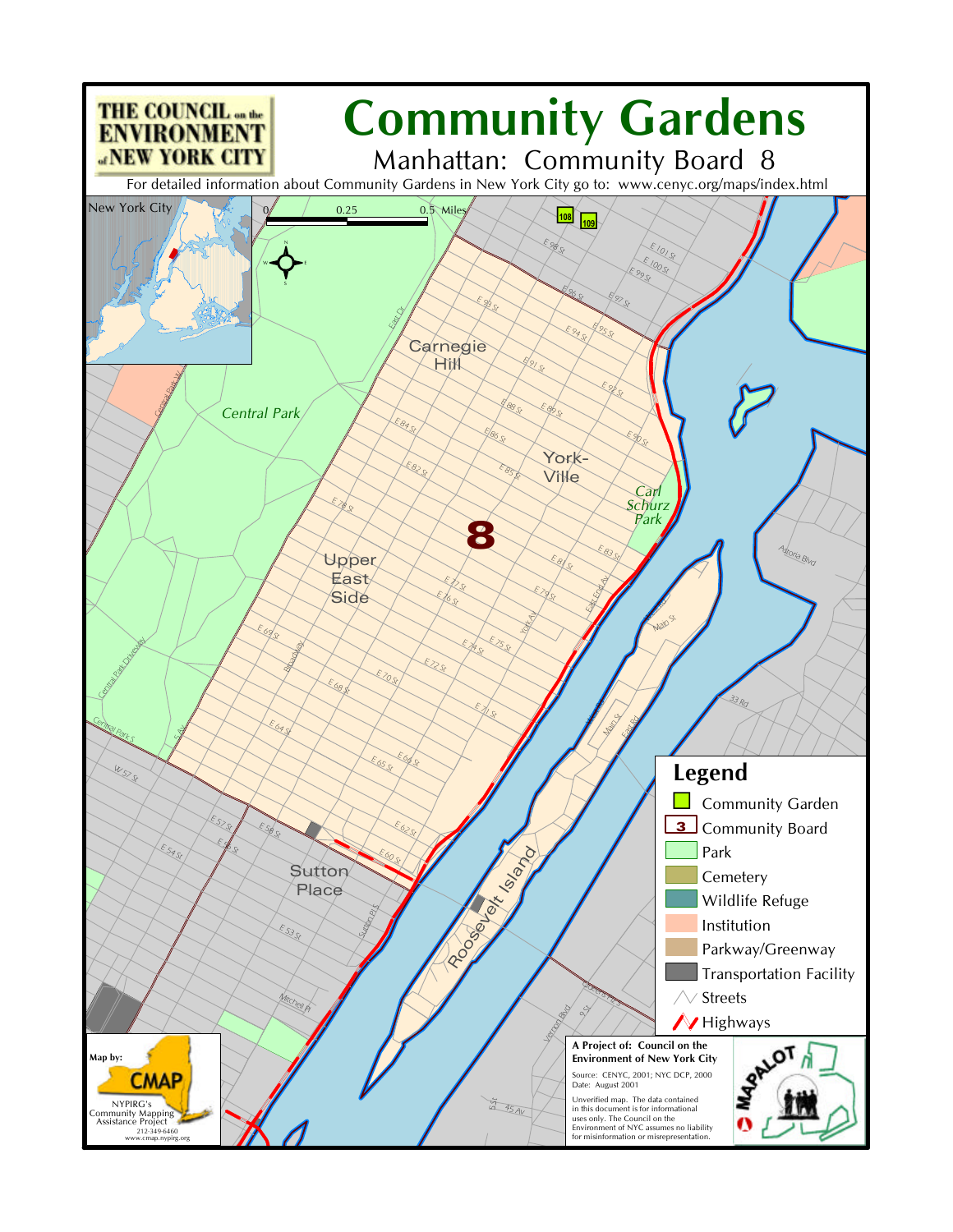# Community Gardens

## Manhattan: Community Board 8

For detailed information about Community Gardens in New York City go to: www.cenyc.org/maps/index.html

THE COUNCIL on the ENVIRONMENT of NEW YORK CITY

New York City

0 0.25 0.5 Miles

Carnegie Hill

Central Park

Yorkville

Carl Schurz Park

8

Upper East Side

Sutton Place

Roosevelt Island

108 109

## Legend

- Community Garden
- Community Board
- Park
- Cemetery
- Wildlife Refuge
- Institution
- Parkway/Greenway
- Transportation Facility
- Streets
- Highways

Map by: CMAP

NYPIRG's Community Mapping Assistance Project

212-349-6460

www.cmap.nypirg.org

**A Project of: Council on the Environment of New York City**

Source: CENYC, 2001; NYC DCP, 2000

Date: August 2001

Unverified map. The data contained in this document is for informational uses only. The Council on the Environment of NYC assumes no liability for misinformation or misrepresentation.

MAPALOT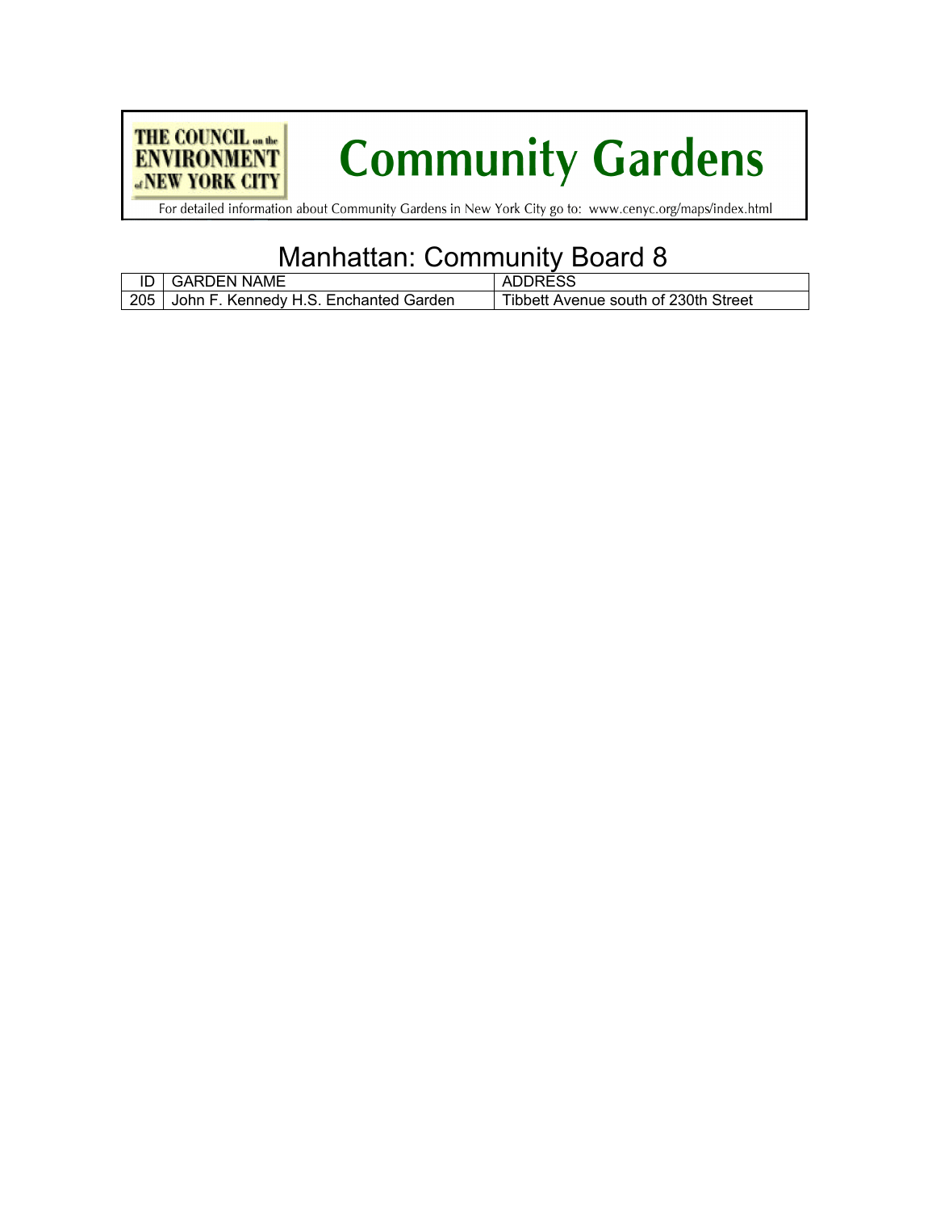THE COUNCIL on the ENVIRONMENT of NEW YORK CITY

# Community Gardens

For detailed information about Community Gardens in New York City go to: www.cenyc.org/maps/index.html

## Manhattan: Community Board 8

| ID | GARDEN NAME | ADDRESS |
|---|---|---|
| 205 | John F. Kennedy H.S. Enchanted Garden | Tibbett Avenue south of 230th Street |